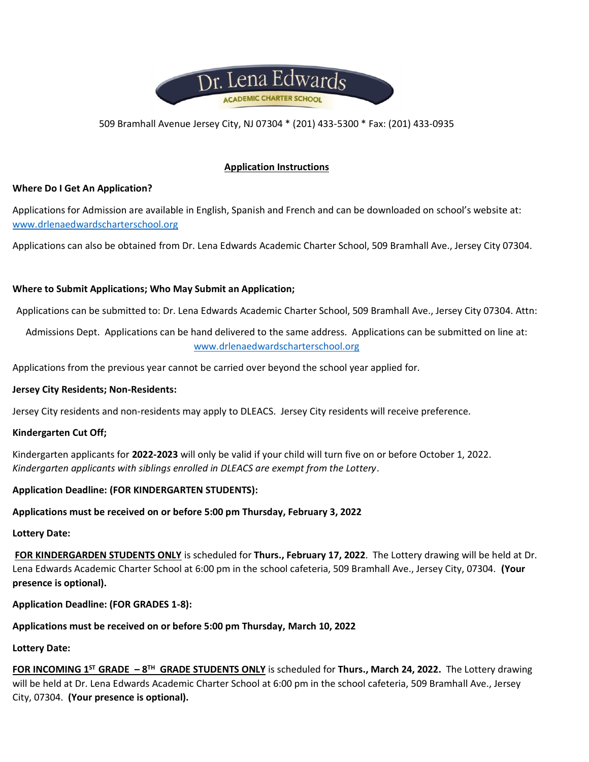# Dr. Lena Edwards

ACADEMIC CHARTER SCHOOL

509 Bramhall Avenue Jersey City, NJ 07304 * (201) 433-5300 * Fax: (201) 433-0935

## Application Instructions

**Where Do I Get An Application?**

Applications for Admission are available in English, Spanish and French and can be downloaded on school's website at: www.drlenaedwardscharterschool.org

Applications can also be obtained from Dr. Lena Edwards Academic Charter School, 509 Bramhall Ave., Jersey City 07304.

**Where to Submit Applications; Who May Submit an Application;**

Applications can be submitted to: Dr. Lena Edwards Academic Charter School, 509 Bramhall Ave., Jersey City 07304. Attn: Admissions Dept. Applications can be hand delivered to the same address. Applications can be submitted on line at: www.drlenaedwardscharterschool.org

Applications from the previous year cannot be carried over beyond the school year applied for.

**Jersey City Residents; Non-Residents:**

Jersey City residents and non-residents may apply to DLEACS. Jersey City residents will receive preference.

**Kindergarten Cut Off;**

Kindergarten applicants for **2022-2023** will only be valid if your child will turn five on or before October 1, 2022. *Kindergarten applicants with siblings enrolled in DLEACS are exempt from the Lottery*.

**Application Deadline: (FOR KINDERGARTEN STUDENTS):**

**Applications must be received on or before 5:00 pm Thursday, February 3, 2022**

**Lottery Date:**

**FOR KINDERGARDEN STUDENTS ONLY** is scheduled for **Thurs., February 17, 2022**. The Lottery drawing will be held at Dr. Lena Edwards Academic Charter School at 6:00 pm in the school cafeteria, 509 Bramhall Ave., Jersey City, 07304. **(Your presence is optional).**

**Application Deadline: (FOR GRADES 1-8):**

**Applications must be received on or before 5:00 pm Thursday, March 10, 2022**

**Lottery Date:**

**FOR INCOMING 1ST GRADE – 8TH GRADE STUDENTS ONLY** is scheduled for **Thurs., March 24, 2022.** The Lottery drawing will be held at Dr. Lena Edwards Academic Charter School at 6:00 pm in the school cafeteria, 509 Bramhall Ave., Jersey City, 07304. **(Your presence is optional).**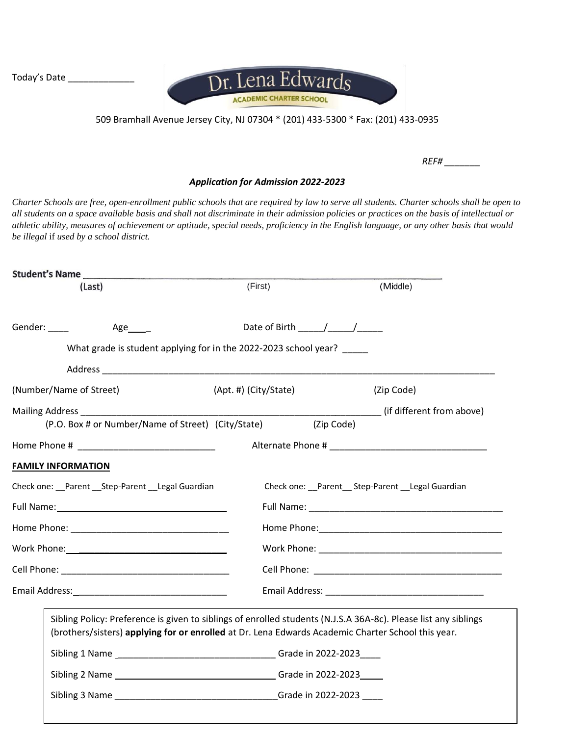Today's Date _____________

Dr. Lena Edwards
ACADEMIC CHARTER SCHOOL

509 Bramhall Avenue Jersey City, NJ 07304 * (201) 433-5300 * Fax: (201) 433-0935

*REF# _______*

### *Application for Admission 2022-2023*

*Charter Schools are free, open-enrollment public schools that are required by law to serve all students. Charter schools shall be open to all students on a space available basis and shall not discriminate in their admission policies or practices on the basis of intellectual or athletic ability, measures of achievement or aptitude, special needs, proficiency in the English language, or any other basis that would be illegal* if *used by a school district.*

**Student's Name** ________________________________________________________________________________

(Last) (First) (Middle)

Gender: ____ Age____ Date of Birth _____/_____/_____

What grade is student applying for in the 2022-2023 school year? _____

Address ________________________________________________________________________________

(Number/Name of Street) (Apt. #) (City/State) (Zip Code)

Mailing Address ______________________________________________________________ (if different from above)

(P.O. Box # or Number/Name of Street) (City/State) (Zip Code)

Home Phone # ___________________________ Alternate Phone # _______________________________

**FAMILY INFORMATION**

Check one: __Parent __Step-Parent __Legal Guardian

Full Name: _______________________________

Home Phone: _______________________________

Work Phone: _______________________________

Cell Phone: _______________________________

Email Address: _______________________________

Check one: __Parent__ Step-Parent __Legal Guardian

Full Name: _______________________________________

Home Phone: ____________________________________

Work Phone: ____________________________________

Cell Phone: _____________________________________

Email Address: _______________________________

Sibling Policy: Preference is given to siblings of enrolled students (N.J.S.A 36A-8c). Please list any siblings (brothers/sisters) **applying for or enrolled** at Dr. Lena Edwards Academic Charter School this year.

Sibling 1 Name _______________________________ Grade in 2022-2023____

Sibling 2 Name _______________________________ Grade in 2022-2023____

Sibling 3 Name _______________________________ Grade in 2022-2023 ____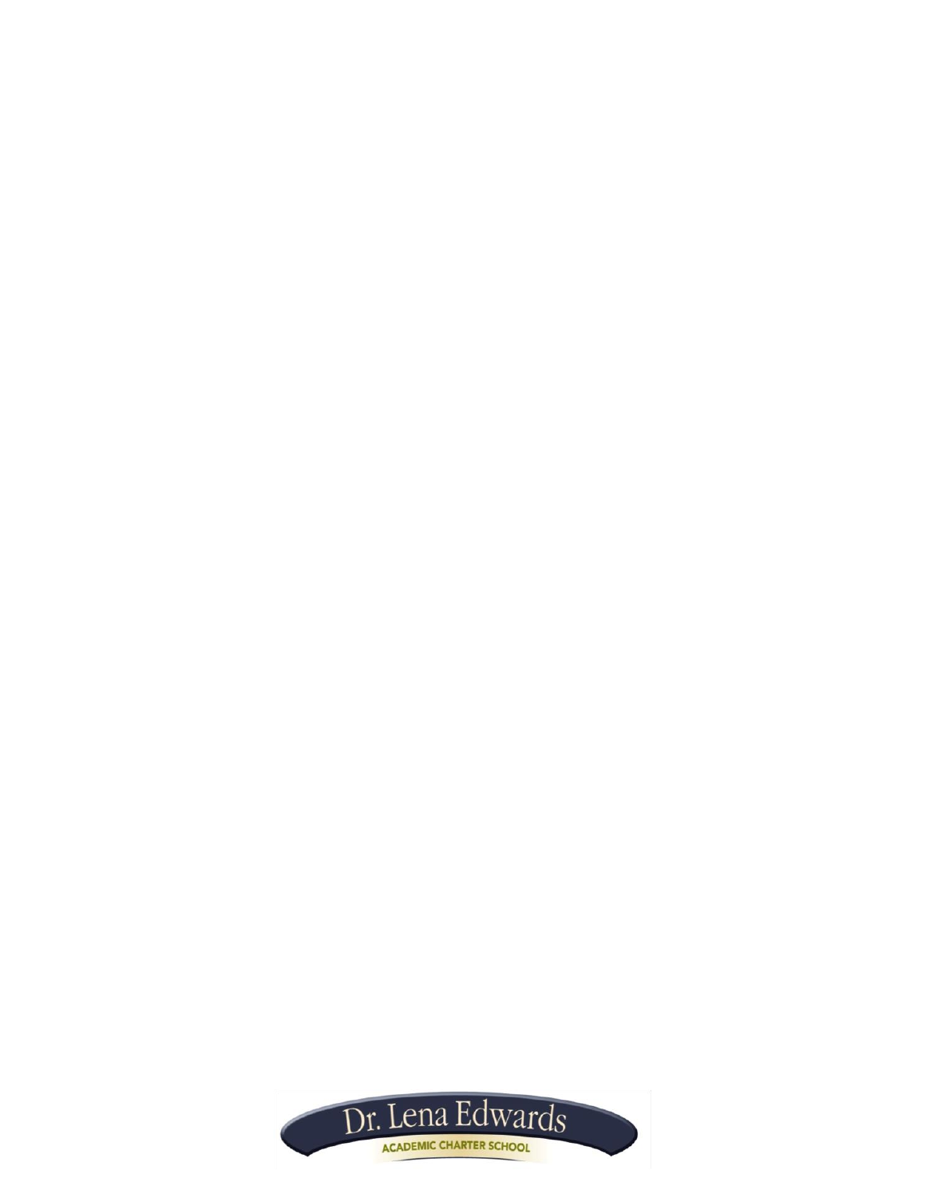Dr. Lena Edwards

ACADEMIC CHARTER SCHOOL